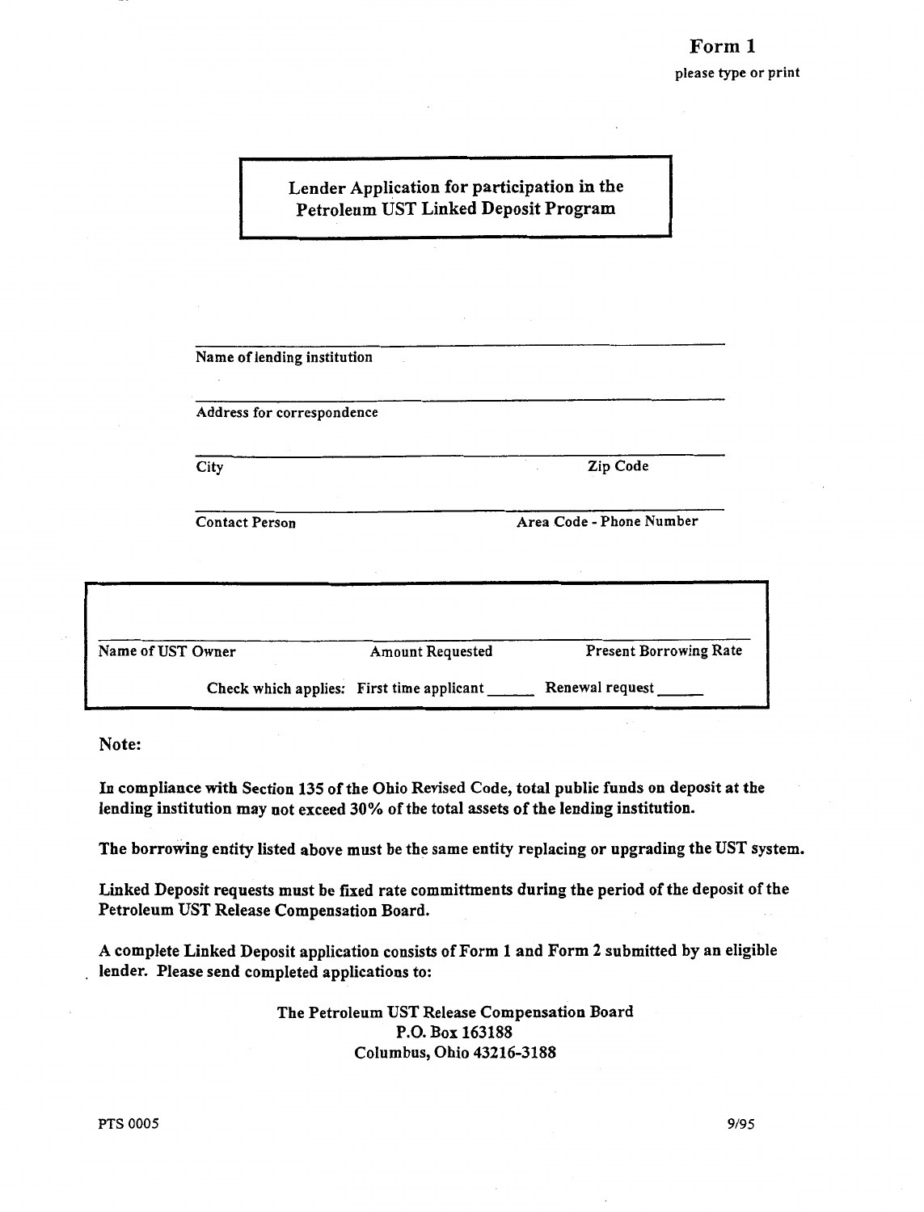**Form 1**

please type or print

## Lender Application for participation in the Petroleum UST Linked Deposit Program

\_\_\_\_\_\_\_\_\_\_\_\_\_\_\_\_\_\_\_\_\_\_\_\_\_\_\_\_\_\_\_\_\_\_\_\_\_\_\_\_\_\_\_\_\_\_\_\_\_\_\_\_

Name of lending institution

\_\_\_\_\_\_\_\_\_\_\_\_\_\_\_\_\_\_\_\_\_\_\_\_\_\_\_\_\_\_\_\_\_\_\_\_\_\_\_\_\_\_\_\_\_\_\_\_\_\_\_\_

Address for correspondence

\_\_\_\_\_\_\_\_\_\_\_\_\_\_\_\_\_\_\_\_\_\_\_\_\_\_\_\_\_\_\_\_\_\_\_\_\_\_\_\_\_\_\_\_\_\_\_\_\_\_\_\_

City                                                                 Zip Code

\_\_\_\_\_\_\_\_\_\_\_\_\_\_\_\_\_\_\_\_\_\_\_\_\_\_\_\_\_\_\_\_\_\_\_\_\_\_\_\_\_\_\_\_\_\_\_\_\_\_\_\_

Contact Person                                               Area Code - Phone Number

\_\_\_\_\_\_\_\_\_\_\_\_\_\_\_\_\_\_\_\_\_\_\_\_\_\_\_\_\_\_\_\_\_\_\_\_\_\_\_\_\_\_\_\_\_\_\_\_\_\_\_\_\_\_\_\_\_\_\_\_

Name of UST Owner                    Amount Requested                    Present Borrowing Rate

Check which applies: First time applicant \_\_\_\_\_ Renewal request \_\_\_\_\_

**Note:**

**In compliance with Section 135 of the Ohio Revised Code, total public funds on deposit at the lending institution may not exceed 30% of the total assets of the lending institution.**

**The borrowing entity listed above must be the same entity replacing or upgrading the UST system.**

**Linked Deposit requests must be fixed rate committments during the period of the deposit of the Petroleum UST Release Compensation Board.**

**A complete Linked Deposit application consists of Form 1 and Form 2 submitted by an eligible lender. Please send completed applications to:**

**The Petroleum UST Release Compensation Board**
**P.O. Box 163188**
**Columbus, Ohio 43216-3188**

PTS 0005                                                                                                    9/95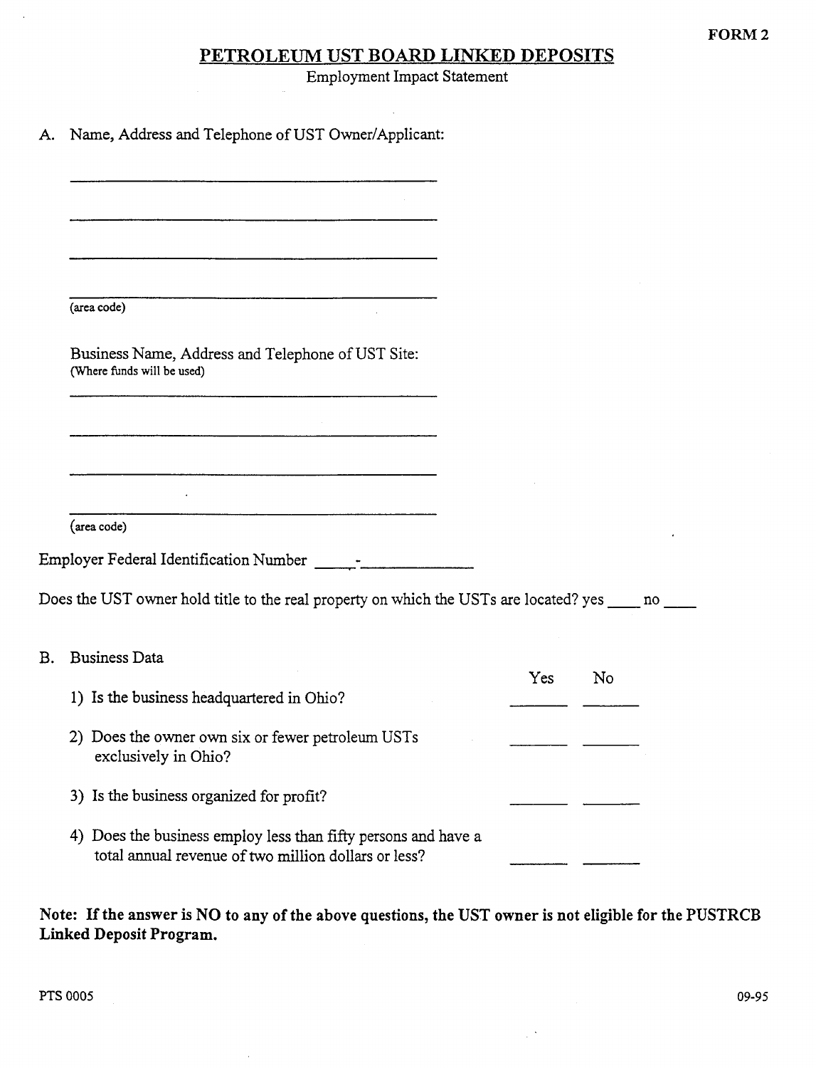FORM 2

# PETROLEUM UST BOARD LINKED DEPOSITS

Employment Impact Statement

A. Name, Address and Telephone of UST Owner/Applicant:

______________________________________________

______________________________________________

______________________________________________

______________________________________________
(area code)

Business Name, Address and Telephone of UST Site:
(Where funds will be used)

______________________________________________

______________________________________________

______________________________________________

______________________________________________
(area code)

Employer Federal Identification Number _____-_____________

Does the UST owner hold title to the real property on which the USTs are located? yes ____ no ____

B. Business Data

| | Yes | No |
|---|---|---|
| 1) Is the business headquartered in Ohio? | _______ | _______ |
| 2) Does the owner own six or fewer petroleum USTs exclusively in Ohio? | _______ | _______ |
| 3) Is the business organized for profit? | _______ | _______ |
| 4) Does the business employ less than fifty persons and have a total annual revenue of two million dollars or less? | _______ | _______ |

**Note: If the answer is NO to any of the above questions, the UST owner is not eligible for the PUSTRCB Linked Deposit Program.**

PTS 0005 09-95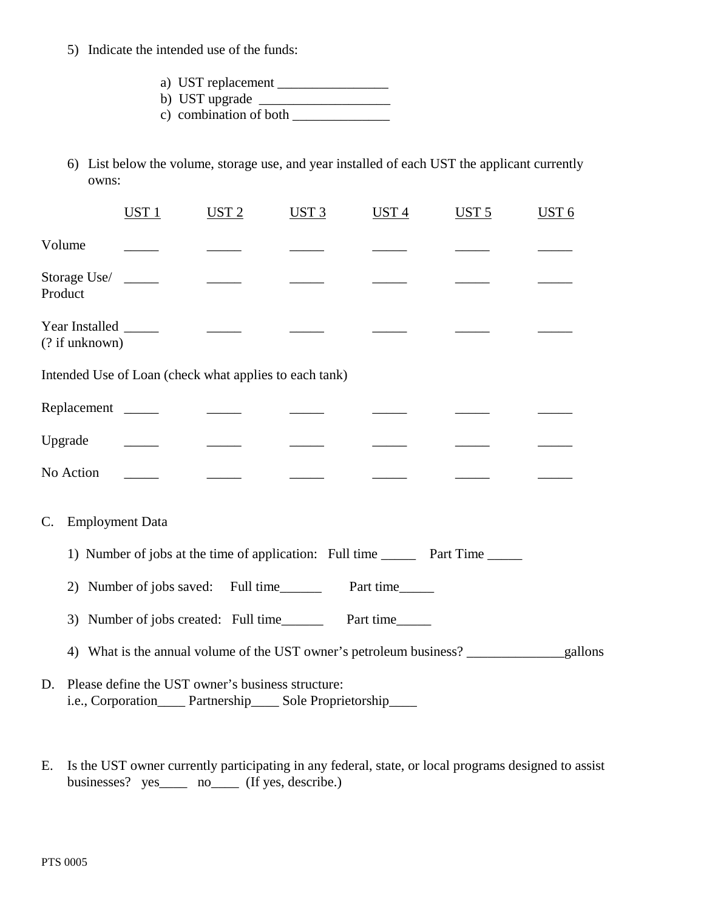5) Indicate the intended use of the funds:

   a) UST replacement ________________
   b) UST upgrade ___________________
   c) combination of both ______________

6) List below the volume, storage use, and year installed of each UST the applicant currently owns:

| | UST 1 | UST 2 | UST 3 | UST 4 | UST 5 | UST 6 |
|---|---|---|---|---|---|---|
| Volume | _____ | _____ | _____ | _____ | _____ | _____ |
| Storage Use/ Product | _____ | _____ | _____ | _____ | _____ | _____ |
| Year Installed (? if unknown) | _____ | _____ | _____ | _____ | _____ | _____ |

Intended Use of Loan (check what applies to each tank)

| | UST 1 | UST 2 | UST 3 | UST 4 | UST 5 | UST 6 |
|---|---|---|---|---|---|---|
| Replacement | _____ | _____ | _____ | _____ | _____ | _____ |
| Upgrade | _____ | _____ | _____ | _____ | _____ | _____ |
| No Action | _____ | _____ | _____ | _____ | _____ | _____ |

C. Employment Data

1) Number of jobs at the time of application: Full time _____ Part Time _____

2) Number of jobs saved: Full time______ Part time_____

3) Number of jobs created: Full time______ Part time_____

4) What is the annual volume of the UST owner's petroleum business? ______________gallons

D. Please define the UST owner's business structure:
i.e., Corporation____ Partnership____ Sole Proprietorship____

E. Is the UST owner currently participating in any federal, state, or local programs designed to assist businesses? yes____ no____ (If yes, describe.)

PTS 0005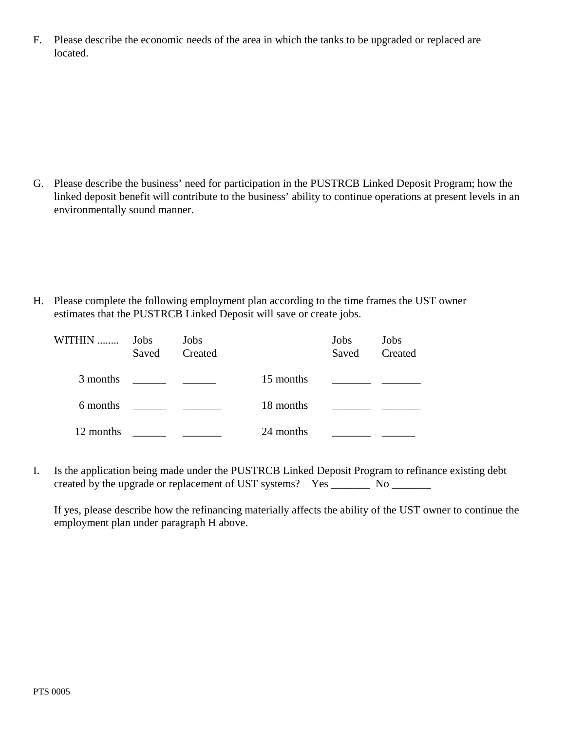F. Please describe the economic needs of the area in which the tanks to be upgraded or replaced are located.

G. Please describe the business' need for participation in the PUSTRCB Linked Deposit Program; how the linked deposit benefit will contribute to the business' ability to continue operations at present levels in an environmentally sound manner.

H. Please complete the following employment plan according to the time frames the UST owner estimates that the PUSTRCB Linked Deposit will save or create jobs.

| WITHIN ........ | Jobs Saved | Jobs Created | | Jobs Saved | Jobs Created |
|---|---|---|---|---|---|
| 3 months | ______ | ______ | 15 months | _______ | _______ |
| 6 months | ______ | _______ | 18 months | _______ | _______ |
| 12 months | ______ | _______ | 24 months | _______ | ______ |

I. Is the application being made under the PUSTRCB Linked Deposit Program to refinance existing debt created by the upgrade or replacement of UST systems? Yes _______ No _______

If yes, please describe how the refinancing materially affects the ability of the UST owner to continue the employment plan under paragraph H above.

PTS 0005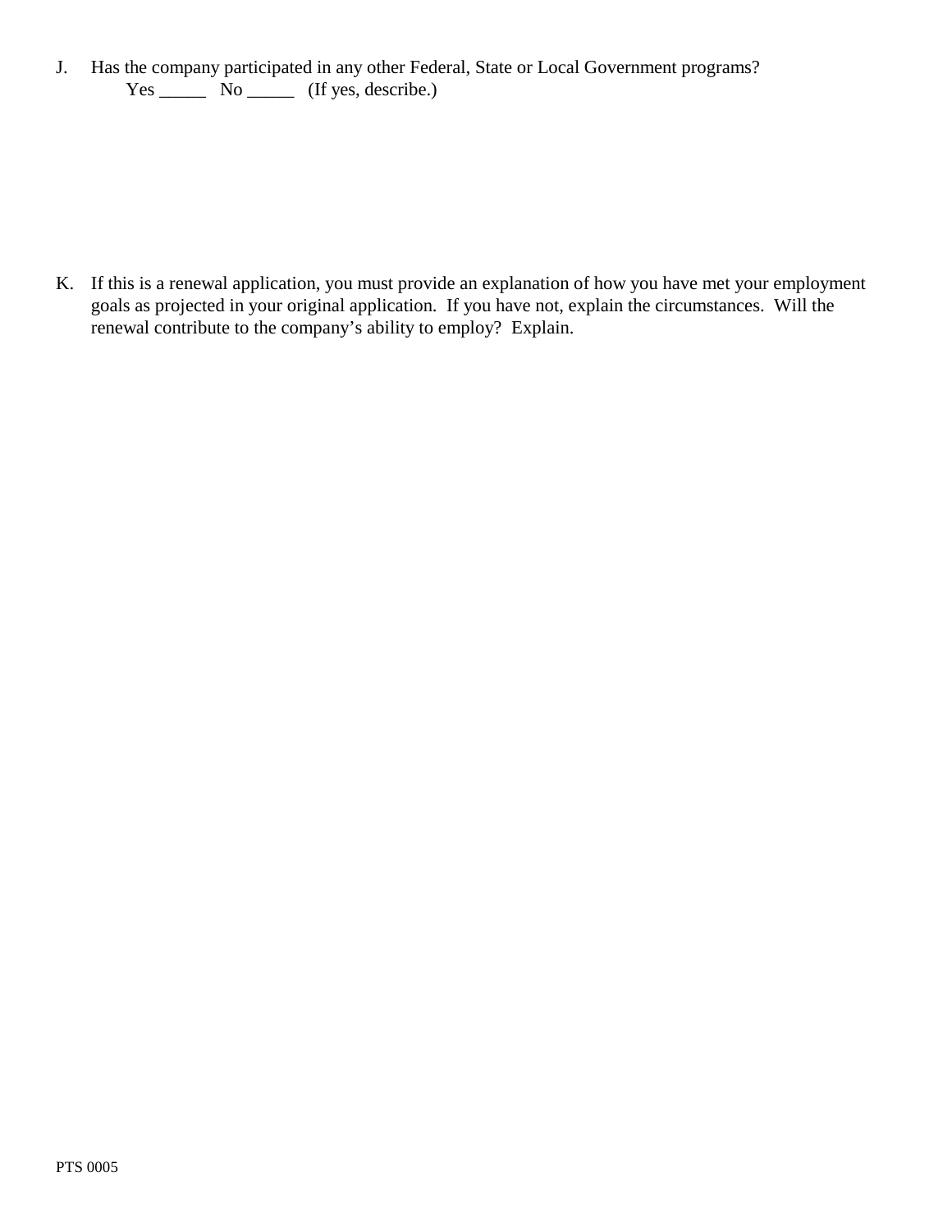J. Has the company participated in any other Federal, State or Local Government programs?
   Yes _____ No _____ (If yes, describe.)

K. If this is a renewal application, you must provide an explanation of how you have met your employment goals as projected in your original application. If you have not, explain the circumstances. Will the renewal contribute to the company's ability to employ? Explain.

PTS 0005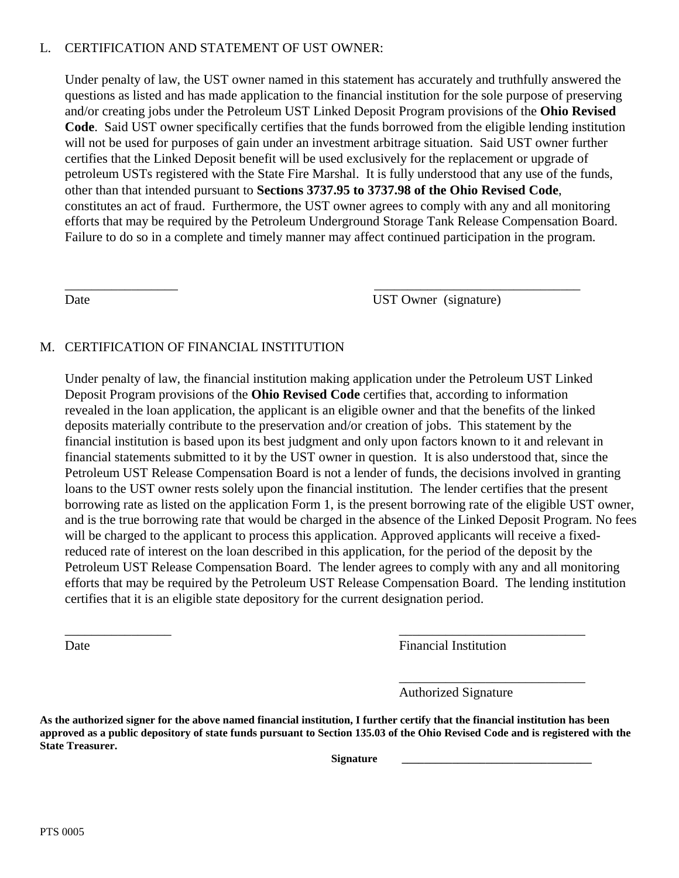## L. CERTIFICATION AND STATEMENT OF UST OWNER:

Under penalty of law, the UST owner named in this statement has accurately and truthfully answered the questions as listed and has made application to the financial institution for the sole purpose of preserving and/or creating jobs under the Petroleum UST Linked Deposit Program provisions of the **Ohio Revised Code**. Said UST owner specifically certifies that the funds borrowed from the eligible lending institution will not be used for purposes of gain under an investment arbitrage situation. Said UST owner further certifies that the Linked Deposit benefit will be used exclusively for the replacement or upgrade of petroleum USTs registered with the State Fire Marshal. It is fully understood that any use of the funds, other than that intended pursuant to **Sections 3737.95 to 3737.98 of the Ohio Revised Code**, constitutes an act of fraud. Furthermore, the UST owner agrees to comply with any and all monitoring efforts that may be required by the Petroleum Underground Storage Tank Release Compensation Board. Failure to do so in a complete and timely manner may affect continued participation in the program.

_________________ _______________________________

Date UST Owner (signature)

## M. CERTIFICATION OF FINANCIAL INSTITUTION

Under penalty of law, the financial institution making application under the Petroleum UST Linked Deposit Program provisions of the **Ohio Revised Code** certifies that, according to information revealed in the loan application, the applicant is an eligible owner and that the benefits of the linked deposits materially contribute to the preservation and/or creation of jobs. This statement by the financial institution is based upon its best judgment and only upon factors known to it and relevant in financial statements submitted to it by the UST owner in question. It is also understood that, since the Petroleum UST Release Compensation Board is not a lender of funds, the decisions involved in granting loans to the UST owner rests solely upon the financial institution. The lender certifies that the present borrowing rate as listed on the application Form 1, is the present borrowing rate of the eligible UST owner, and is the true borrowing rate that would be charged in the absence of the Linked Deposit Program. No fees will be charged to the applicant to process this application. Approved applicants will receive a fixed-reduced rate of interest on the loan described in this application, for the period of the deposit by the Petroleum UST Release Compensation Board. The lender agrees to comply with any and all monitoring efforts that may be required by the Petroleum UST Release Compensation Board. The lending institution certifies that it is an eligible state depository for the current designation period.

________________ _____________________________

Date Financial Institution

_____________________________

Authorized Signature

**As the authorized signer for the above named financial institution, I further certify that the financial institution has been approved as a public depository of state funds pursuant to Section 135.03 of the Ohio Revised Code and is registered with the State Treasurer.**

**Signature** _________________________________

PTS 0005